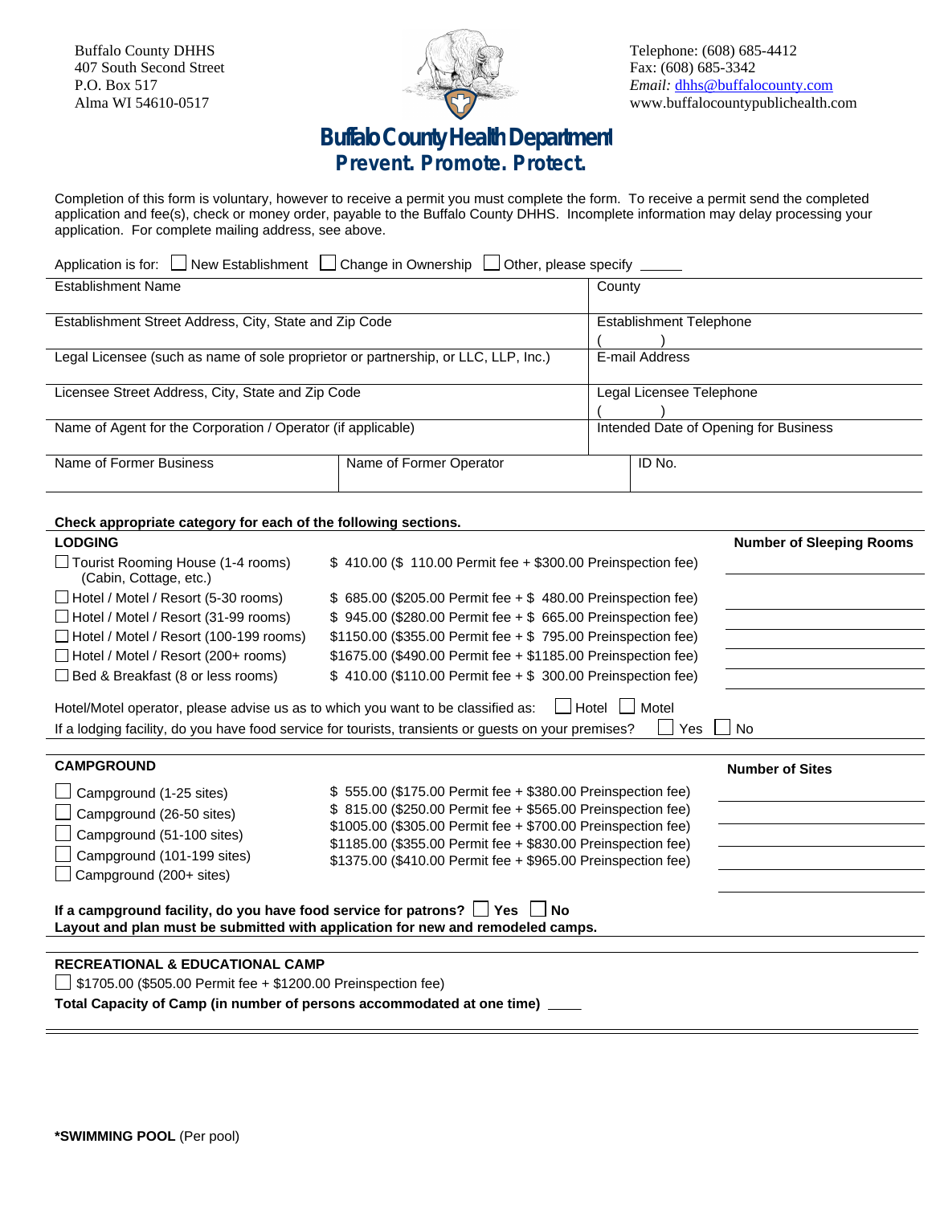Buffalo County DHHS
407 South Second Street
P.O. Box 517
Alma WI 54610-0517

Telephone: (608) 685-4412
Fax: (608) 685-3342
*Email:* dhhs@buffalocounty.com
www.buffalocountypublichealth.com

# Buffalo County Health Department

## Prevent. Promote. Protect.

Completion of this form is voluntary, however to receive a permit you must complete the form. To receive a permit send the completed application and fee(s), check or money order, payable to the Buffalo County DHHS. Incomplete information may delay processing your application. For complete mailing address, see above.

Application is for: ☐ New Establishment ☐ Change in Ownership ☐ Other, please specify _____

| Establishment Name | | County |
|---|---|---|
| Establishment Street Address, City, State and Zip Code | | Establishment Telephone ( ) |
| Legal Licensee (such as name of sole proprietor or partnership, or LLC, LLP, Inc.) | | E-mail Address |
| Licensee Street Address, City, State and Zip Code | | Legal Licensee Telephone ( ) |
| Name of Agent for the Corporation / Operator (if applicable) | | Intended Date of Opening for Business |
| Name of Former Business | Name of Former Operator | ID No. |

**Check appropriate category for each of the following sections.**

**LODGING**

| Category | Fee | Number of Sleeping Rooms |
|---|---|---|
| ☐ Tourist Rooming House (1-4 rooms) (Cabin, Cottage, etc.) | $ 410.00 ($ 110.00 Permit fee + $300.00 Preinspection fee) | |
| ☐ Hotel / Motel / Resort (5-30 rooms) | $ 685.00 ($205.00 Permit fee + $ 480.00 Preinspection fee) | |
| ☐ Hotel / Motel / Resort (31-99 rooms) | $ 945.00 ($280.00 Permit fee + $ 665.00 Preinspection fee) | |
| ☐ Hotel / Motel / Resort (100-199 rooms) | $1150.00 ($355.00 Permit fee + $ 795.00 Preinspection fee) | |
| ☐ Hotel / Motel / Resort (200+ rooms) | $1675.00 ($490.00 Permit fee + $1185.00 Preinspection fee) | |
| ☐ Bed & Breakfast (8 or less rooms) | $ 410.00 ($110.00 Permit fee + $ 300.00 Preinspection fee) | |

Hotel/Motel operator, please advise us as to which you want to be classified as: ☐ Hotel ☐ Motel

If a lodging facility, do you have food service for tourists, transients or guests on your premises? ☐ Yes ☐ No

**CAMPGROUND**

| Category | Fee | Number of Sites |
|---|---|---|
| ☐ Campground (1-25 sites) | $ 555.00 ($175.00 Permit fee + $380.00 Preinspection fee) | |
| ☐ Campground (26-50 sites) | $ 815.00 ($250.00 Permit fee + $565.00 Preinspection fee) | |
| ☐ Campground (51-100 sites) | $1005.00 ($305.00 Permit fee + $700.00 Preinspection fee) | |
| ☐ Campground (101-199 sites) | $1185.00 ($355.00 Permit fee + $830.00 Preinspection fee) | |
| ☐ Campground (200+ sites) | $1375.00 ($410.00 Permit fee + $965.00 Preinspection fee) | |

**If a campground facility, do you have food service for patrons?** ☐ **Yes** ☐ **No**

**Layout and plan must be submitted with application for new and remodeled camps.**

**RECREATIONAL & EDUCATIONAL CAMP**

☐ $1705.00 ($505.00 Permit fee + $1200.00 Preinspection fee)

**Total Capacity of Camp (in number of persons accommodated at one time)** ____

**\*SWIMMING POOL** (Per pool)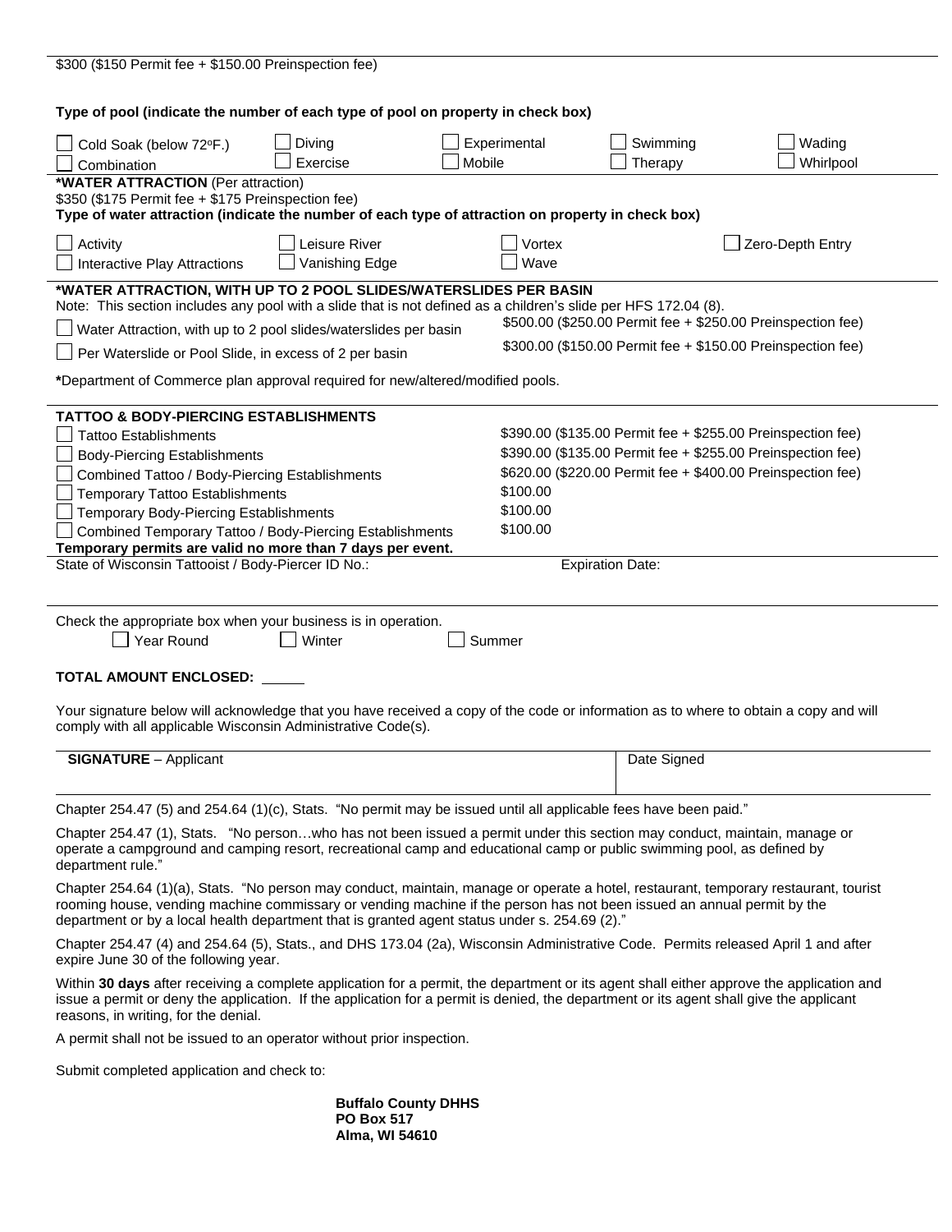$300 ($150 Permit fee + $150.00 Preinspection fee)

**Type of pool (indicate the number of each type of pool on property in check box)**

| | | | | |
|---|---|---|---|---|
| ☐ Cold Soak (below 72ºF.) | ☐ Diving | ☐ Experimental | ☐ Swimming | ☐ Wading |
| ☐ Combination | ☐ Exercise | ☐ Mobile | ☐ Therapy | ☐ Whirlpool |

***WATER ATTRACTION** (Per attraction)
$350 ($175 Permit fee + $175 Preinspection fee)
**Type of water attraction (indicate the number of each type of attraction on property in check box)**

| | | | |
|---|---|---|---|
| ☐ Activity | ☐ Leisure River | ☐ Vortex | ☐ Zero-Depth Entry |
| ☐ Interactive Play Attractions | ☐ Vanishing Edge | ☐ Wave | |

***WATER ATTRACTION, WITH UP TO 2 POOL SLIDES/WATERSLIDES PER BASIN**
Note: This section includes any pool with a slide that is not defined as a children's slide per HFS 172.04 (8).

| | |
|---|---|
| ☐ Water Attraction, with up to 2 pool slides/waterslides per basin | $500.00 ($250.00 Permit fee + $250.00 Preinspection fee) |
| ☐ Per Waterslide or Pool Slide, in excess of 2 per basin | $300.00 ($150.00 Permit fee + $150.00 Preinspection fee) |

***Department of Commerce plan approval required for new/altered/modified pools.**

**TATTOO & BODY-PIERCING ESTABLISHMENTS**

| | |
|---|---|
| ☐ Tattoo Establishments | $390.00 ($135.00 Permit fee + $255.00 Preinspection fee) |
| ☐ Body-Piercing Establishments | $390.00 ($135.00 Permit fee + $255.00 Preinspection fee) |
| ☐ Combined Tattoo / Body-Piercing Establishments | $620.00 ($220.00 Permit fee + $400.00 Preinspection fee) |
| ☐ Temporary Tattoo Establishments | $100.00 |
| ☐ Temporary Body-Piercing Establishments | $100.00 |
| ☐ Combined Temporary Tattoo / Body-Piercing Establishments | $100.00 |

**Temporary permits are valid no more than 7 days per event.**

State of Wisconsin Tattooist / Body-Piercer ID No.: Expiration Date:

Check the appropriate box when your business is in operation.
☐ Year Round ☐ Winter ☐ Summer

**TOTAL AMOUNT ENCLOSED:** _____

Your signature below will acknowledge that you have received a copy of the code or information as to where to obtain a copy and will comply with all applicable Wisconsin Administrative Code(s).

| **SIGNATURE** – Applicant | Date Signed |
|---|---|
| | |

Chapter 254.47 (5) and 254.64 (1)(c), Stats. "No permit may be issued until all applicable fees have been paid."

Chapter 254.47 (1), Stats. "No person…who has not been issued a permit under this section may conduct, maintain, manage or operate a campground and camping resort, recreational camp and educational camp or public swimming pool, as defined by department rule."

Chapter 254.64 (1)(a), Stats. "No person may conduct, maintain, manage or operate a hotel, restaurant, temporary restaurant, tourist rooming house, vending machine commissary or vending machine if the person has not been issued an annual permit by the department or by a local health department that is granted agent status under s. 254.69 (2)."

Chapter 254.47 (4) and 254.64 (5), Stats., and DHS 173.04 (2a), Wisconsin Administrative Code. Permits released April 1 and after expire June 30 of the following year.

Within **30 days** after receiving a complete application for a permit, the department or its agent shall either approve the application and issue a permit or deny the application. If the application for a permit is denied, the department or its agent shall give the applicant reasons, in writing, for the denial.

A permit shall not be issued to an operator without prior inspection.

Submit completed application and check to:

**Buffalo County DHHS**
**PO Box 517**
**Alma, WI 54610**